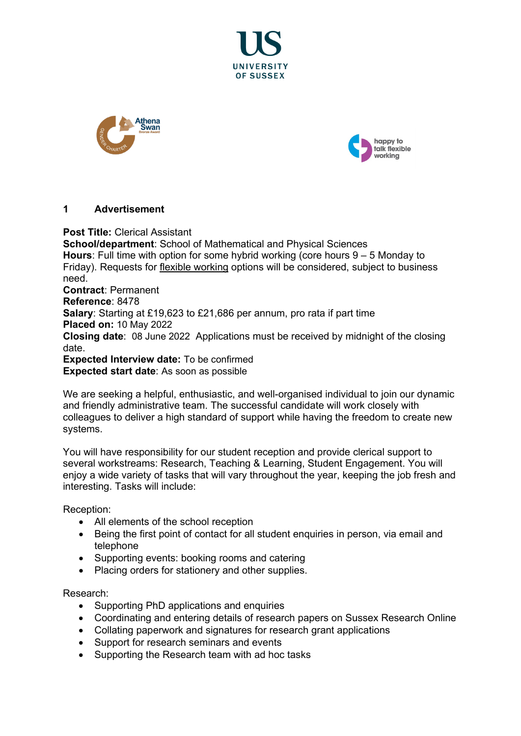## 1 Advertisement

**Post Title:** Clerical Assistant
**School/department**: School of Mathematical and Physical Sciences
**Hours**: Full time with option for some hybrid working (core hours 9 – 5 Monday to Friday). Requests for flexible working options will be considered, subject to business need.
**Contract**: Permanent
**Reference**: 8478
**Salary**: Starting at £19,623 to £21,686 per annum, pro rata if part time
**Placed on:** 10 May 2022
**Closing date**: 08 June 2022 Applications must be received by midnight of the closing date.
**Expected Interview date:** To be confirmed
**Expected start date**: As soon as possible

We are seeking a helpful, enthusiastic, and well-organised individual to join our dynamic and friendly administrative team. The successful candidate will work closely with colleagues to deliver a high standard of support while having the freedom to create new systems.

You will have responsibility for our student reception and provide clerical support to several workstreams: Research, Teaching & Learning, Student Engagement. You will enjoy a wide variety of tasks that will vary throughout the year, keeping the job fresh and interesting. Tasks will include:

Reception:

- All elements of the school reception
- Being the first point of contact for all student enquiries in person, via email and telephone
- Supporting events: booking rooms and catering
- Placing orders for stationery and other supplies.

Research:

- Supporting PhD applications and enquiries
- Coordinating and entering details of research papers on Sussex Research Online
- Collating paperwork and signatures for research grant applications
- Support for research seminars and events
- Supporting the Research team with ad hoc tasks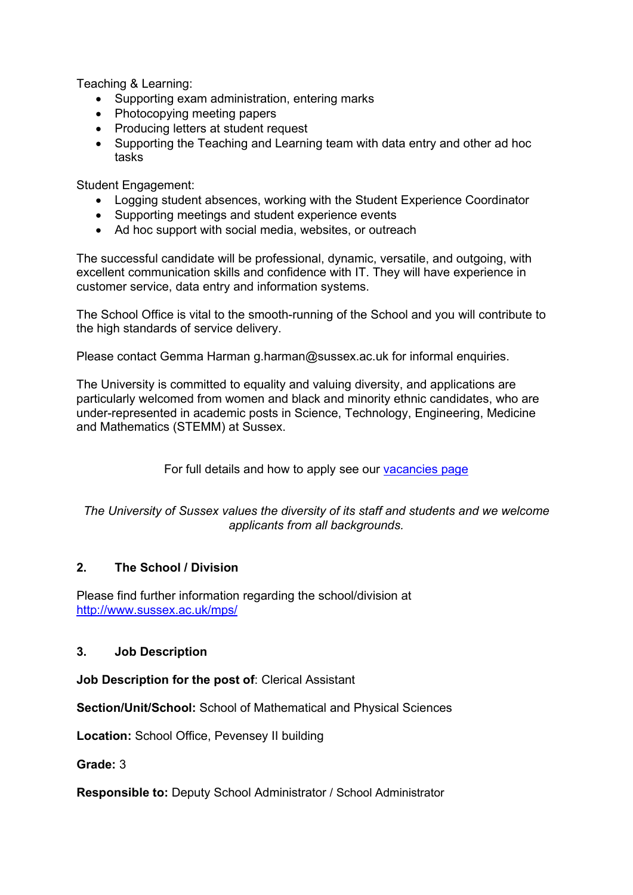Teaching & Learning:

- Supporting exam administration, entering marks
- Photocopying meeting papers
- Producing letters at student request
- Supporting the Teaching and Learning team with data entry and other ad hoc tasks

Student Engagement:

- Logging student absences, working with the Student Experience Coordinator
- Supporting meetings and student experience events
- Ad hoc support with social media, websites, or outreach

The successful candidate will be professional, dynamic, versatile, and outgoing, with excellent communication skills and confidence with IT. They will have experience in customer service, data entry and information systems.

The School Office is vital to the smooth-running of the School and you will contribute to the high standards of service delivery.

Please contact Gemma Harman g.harman@sussex.ac.uk for informal enquiries.

The University is committed to equality and valuing diversity, and applications are particularly welcomed from women and black and minority ethnic candidates, who are under-represented in academic posts in Science, Technology, Engineering, Medicine and Mathematics (STEMM) at Sussex.

For full details and how to apply see our [vacancies page]

*The University of Sussex values the diversity of its staff and students and we welcome applicants from all backgrounds.*

## 2. The School / Division

Please find further information regarding the school/division at http://www.sussex.ac.uk/mps/

## 3. Job Description

**Job Description for the post of**: Clerical Assistant

**Section/Unit/School:** School of Mathematical and Physical Sciences

**Location:** School Office, Pevensey II building

**Grade:** 3

**Responsible to:** Deputy School Administrator / School Administrator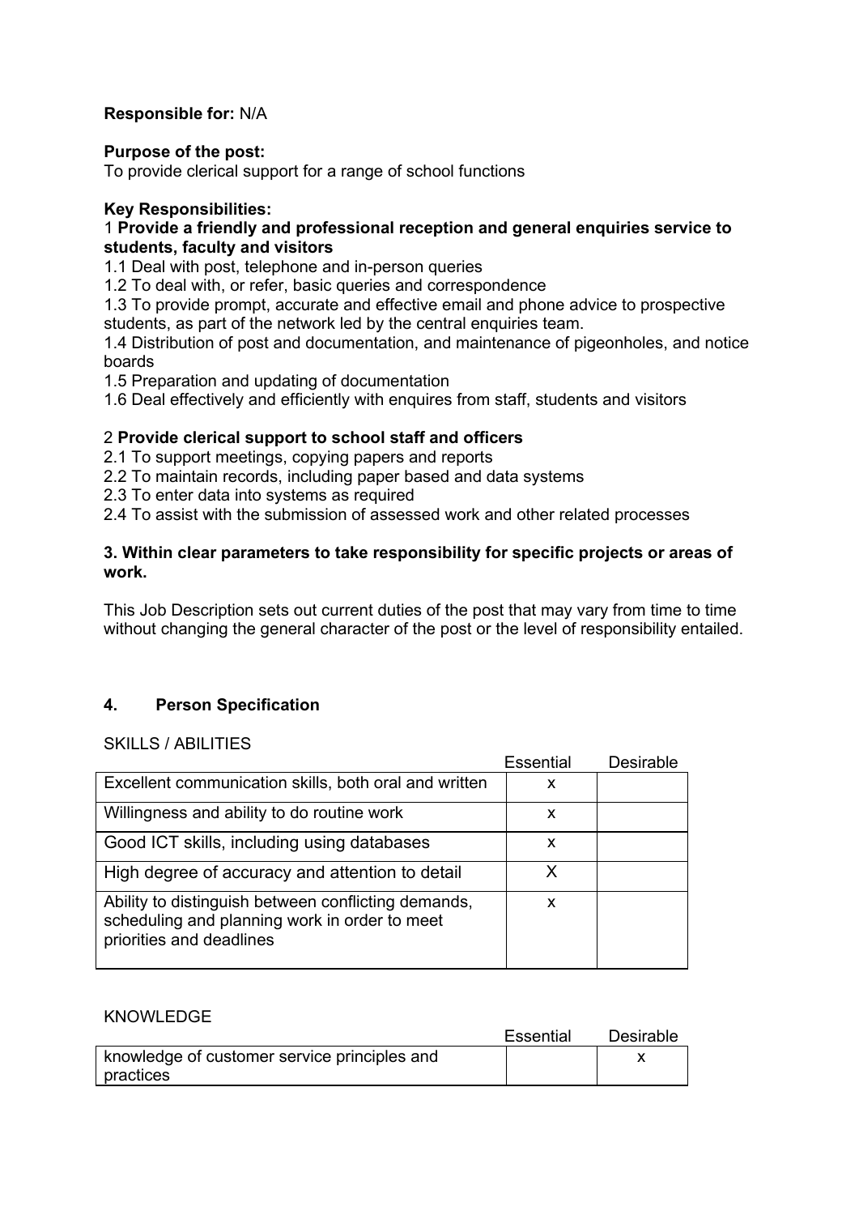**Responsible for:** N/A

**Purpose of the post:**
To provide clerical support for a range of school functions

**Key Responsibilities:**

1 **Provide a friendly and professional reception and general enquiries service to students, faculty and visitors**

1.1 Deal with post, telephone and in-person queries
1.2 To deal with, or refer, basic queries and correspondence
1.3 To provide prompt, accurate and effective email and phone advice to prospective students, as part of the network led by the central enquiries team.
1.4 Distribution of post and documentation, and maintenance of pigeonholes, and notice boards
1.5 Preparation and updating of documentation
1.6 Deal effectively and efficiently with enquires from staff, students and visitors

2 **Provide clerical support to school staff and officers**

2.1 To support meetings, copying papers and reports
2.2 To maintain records, including paper based and data systems
2.3 To enter data into systems as required
2.4 To assist with the submission of assessed work and other related processes

**3. Within clear parameters to take responsibility for specific projects or areas of work.**

This Job Description sets out current duties of the post that may vary from time to time without changing the general character of the post or the level of responsibility entailed.

## 4. Person Specification

SKILLS / ABILITIES

| | Essential | Desirable |
|---|---|---|
| Excellent communication skills, both oral and written | x | |
| Willingness and ability to do routine work | x | |
| Good ICT skills, including using databases | x | |
| High degree of accuracy and attention to detail | X | |
| Ability to distinguish between conflicting demands, scheduling and planning work in order to meet priorities and deadlines | x | |

KNOWLEDGE

| | Essential | Desirable |
|---|---|---|
| knowledge of customer service principles and practices | | x |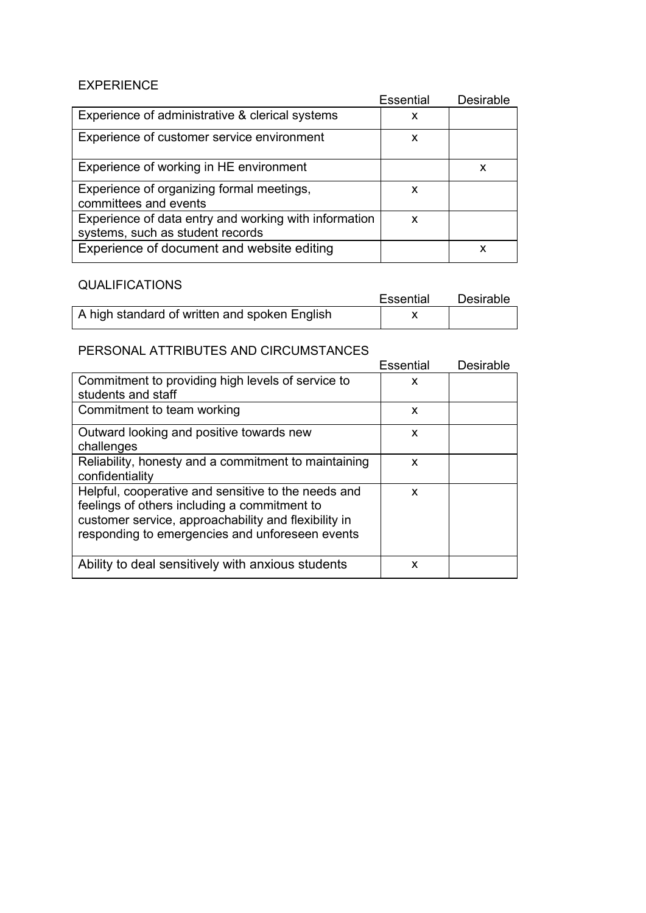EXPERIENCE

| | Essential | Desirable |
|---|---|---|
| Experience of administrative & clerical systems | x | |
| Experience of customer service environment | x | |
| Experience of working in HE environment | | x |
| Experience of organizing formal meetings, committees and events | x | |
| Experience of data entry and working with information systems, such as student records | x | |
| Experience of document and website editing | | x |

QUALIFICATIONS

| | Essential | Desirable |
|---|---|---|
| A high standard of written and spoken English | x | |

PERSONAL ATTRIBUTES AND CIRCUMSTANCES

| | Essential | Desirable |
|---|---|---|
| Commitment to providing high levels of service to students and staff | x | |
| Commitment to team working | x | |
| Outward looking and positive towards new challenges | x | |
| Reliability, honesty and a commitment to maintaining confidentiality | x | |
| Helpful, cooperative and sensitive to the needs and feelings of others including a commitment to customer service, approachability and flexibility in responding to emergencies and unforeseen events | x | |
| Ability to deal sensitively with anxious students | x | |